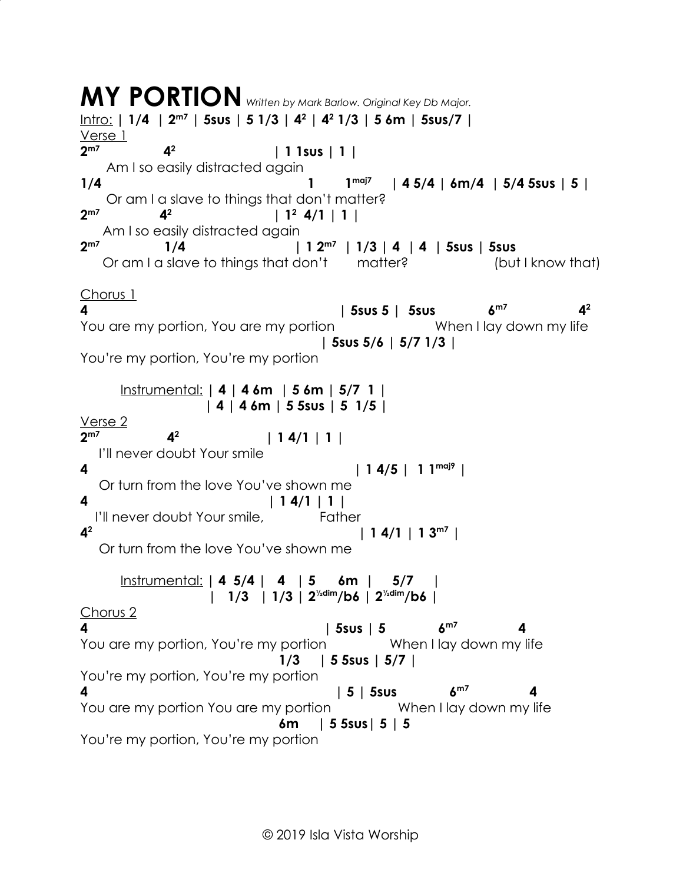# MY PORTION *Written by Mark Barlow. Original Key Db Major.*

Intro: **| 1/4 | 2$^{m7}$ | 5sus | 5 1/3 | 4$^{2}$ | 4$^{2}$ 1/3 | 5 6m | 5sus/7 |**

Verse 1

```
2m7          42                    | 1 1sus | 1 |
   Am I so easily distracted again
1/4                                  1      1maj7    | 4 5/4 | 6m/4 | 5/4 5sus | 5 |
   Or am I a slave to things that don't matter?
2m7          42                | 12 4/1 | 1 |
  Am I so easily distracted again
2m7             1/4                    | 1 2m7 | 1/3 | 4 | 4 | 5sus | 5sus
   Or am I a slave to things that don't      matter?              (but I know that)
```

Chorus 1

```
4                                        | 5sus 5 |  5sus          6m7            42
You are my portion, You are my portion                  When I lay down my life
                                       | 5sus 5/6 | 5/7 1/3 |
You're my portion, You're my portion
```

Instrumental: **| 4 | 4 6m | 5 6m | 5/7 1 |**
**| 4 | 4 6m | 5 5sus | 5 1/5 |**

Verse 2

```
2m7            42                   | 1 4/1 | 1 |
  I'll never doubt Your smile
4                                          | 1 4/5 |  1 1maj9 |
  Or turn from the love You've shown me
4                                  | 1 4/1 | 1 |
 I'll never doubt Your smile,           Father
42                                          | 1 4/1 | 1 3m7 |
  Or turn from the love You've shown me
```

Instrumental: **| 4 5/4 | 4 | 5 6m | 5/7 |**
**| 1/3 | 1/3 | 2$^{½dim}$/b6 | 2$^{½dim}$/b6 |**

Chorus 2

```
4                                      | 5sus | 5          6m7           4
You are my portion, You're my portion             When I lay down my life
                                   1/3    | 5 5sus | 5/7 |
You're my portion, You're my portion
4                                        | 5 | 5sus          6m7           4
You are my portion You are my portion             When I lay down my life
                                   6m     | 5 5sus| 5 | 5
You're my portion, You're my portion
```

© 2019 Isla Vista Worship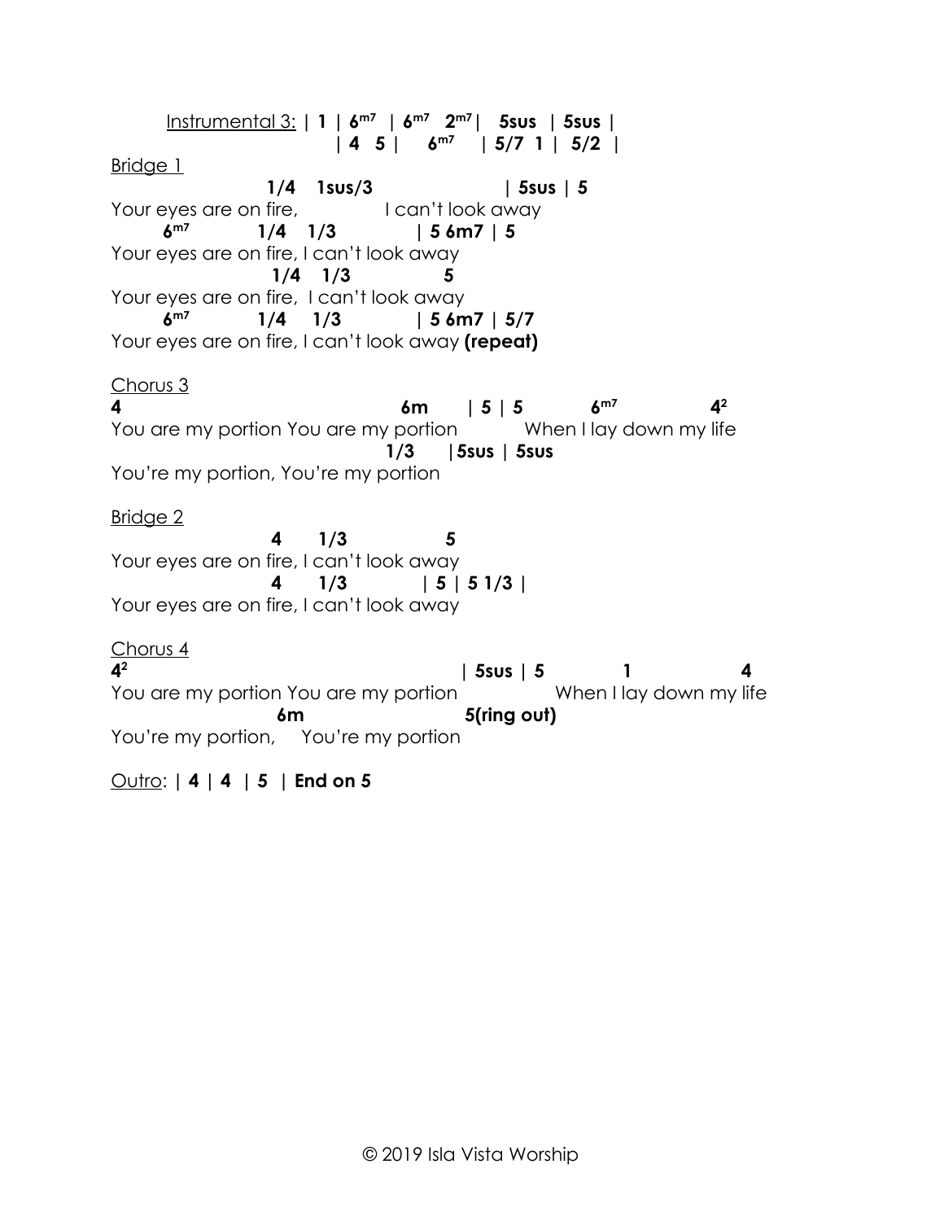Instrumental 3: **| 1 | 6$^{m7}$ | 6$^{m7}$ 2$^{m7}$ | 5sus | 5sus |**
**| 4 5 | 6$^{m7}$ | 5/7 1 | 5/2 |**

Bridge 1

```
                    1/4   1sus/3                 | 5sus | 5
Your eyes are on fire,            I can't look away
      6m7          1/4   1/3          | 5 6m7 | 5
Your eyes are on fire, I can't look away
                    1/4   1/3             5
Your eyes are on fire,  I can't look away
      6m7          1/4   1/3          | 5 6m7 | 5/7
Your eyes are on fire, I can't look away (repeat)
```

Chorus 3

```
4                                    6m      | 5 | 5        6m7           4^2
You are my portion You are my portion          When I lay down my life
                                  1/3     |5sus | 5sus
You're my portion, You're my portion
```

Bridge 2

```
                    4     1/3             5
Your eyes are on fire, I can't look away
                    4     1/3          | 5 | 5 1/3 |
Your eyes are on fire, I can't look away
```

Chorus 4

```
4^2                                       | 5sus | 5          1              4
You are my portion You are my portion             When I lay down my life
                  6m                      5(ring out)
You're my portion,    You're my portion
```

Outro: **| 4 | 4 | 5 | End on 5**

© 2019 Isla Vista Worship